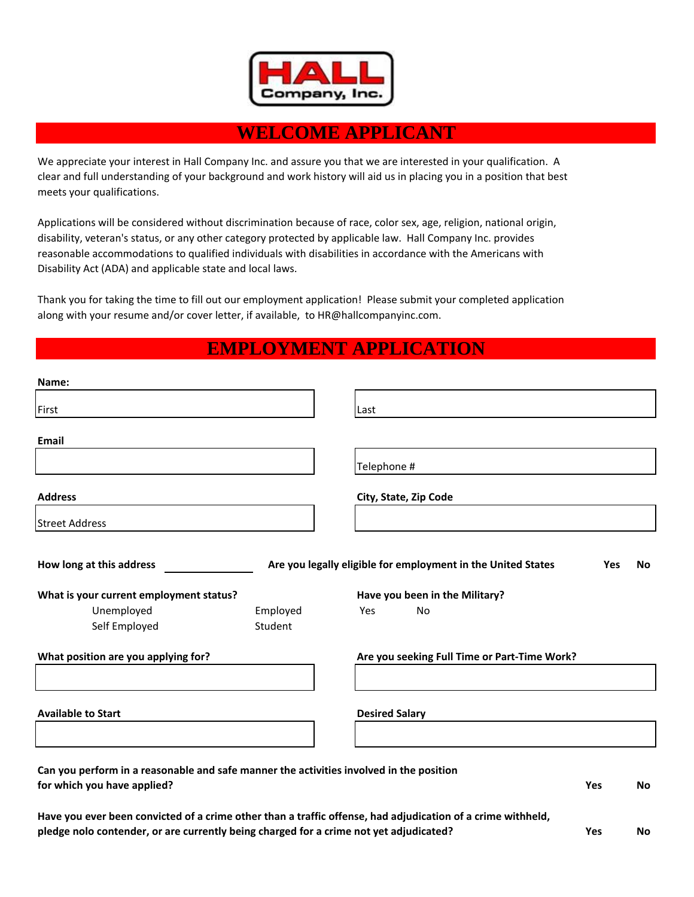HALL Company, Inc.

# WELCOME APPLICANT

We appreciate your interest in Hall Company Inc. and assure you that we are interested in your qualification. A clear and full understanding of your background and work history will aid us in placing you in a position that best meets your qualifications.

Applications will be considered without discrimination because of race, color sex, age, religion, national origin, disability, veteran's status, or any other category protected by applicable law. Hall Company Inc. provides reasonable accommodations to qualified individuals with disabilities in accordance with the Americans with Disability Act (ADA) and applicable state and local laws.

Thank you for taking the time to fill out our employment application! Please submit your completed application along with your resume and/or cover letter, if available, to HR@hallcompanyinc.com.

# EMPLOYMENT APPLICATION

**Name:**

First ______________________ Last ______________________

**Email** ______________________ Telephone # ______________________

**Address** Street Address ______________________

**City, State, Zip Code** ______________________

**How long at this address** ____________

**Are you legally eligible for employment in the United States** **Yes** **No**

**What is your current employment status?**

Unemployed    Employed
Self Employed    Student

**Have you been in the Military?**

Yes    No

**What position are you applying for?** ______________________

**Are you seeking Full Time or Part-Time Work?** ______________________

**Available to Start** ______________________

**Desired Salary** ______________________

**Can you perform in a reasonable and safe manner the activities involved in the position for which you have applied?** **Yes** **No**

**Have you ever been convicted of a crime other than a traffic offense, had adjudication of a crime withheld, pledge nolo contender, or are currently being charged for a crime not yet adjudicated?** **Yes** **No**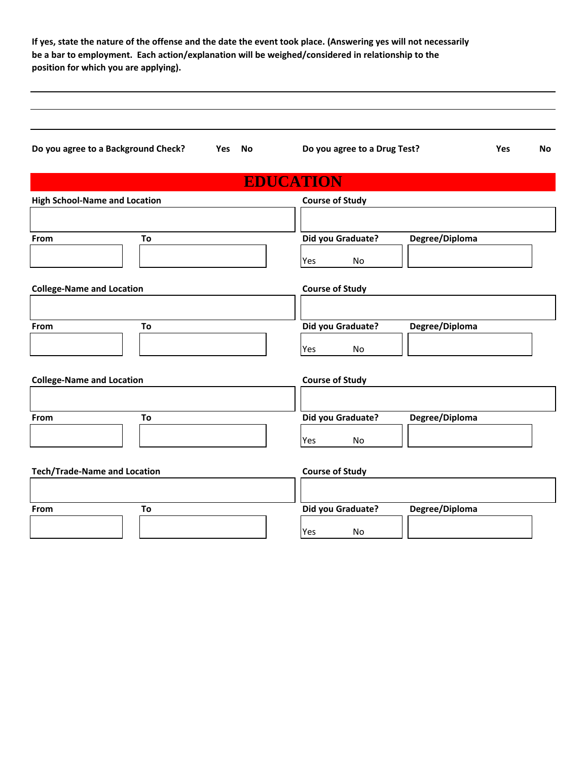**If yes, state the nature of the offense and the date the event took place. (Answering yes will not necessarily be a bar to employment. Each action/explanation will be weighed/considered in relationship to the position for which you are applying).**

______________________________________________________________________

______________________________________________________________________

______________________________________________________________________

**Do you agree to a Background Check?** **Yes** **No** **Do you agree to a Drug Test?** **Yes** **No**

# EDUCATION

| **High School-Name and Location** | | **Course of Study** | |
| --- | --- | --- | --- |
| | | | |
| **From** | **To** | **Did you Graduate?** | **Degree/Diploma** |
| | | Yes No | |

| **College-Name and Location** | | **Course of Study** | |
| --- | --- | --- | --- |
| | | | |
| **From** | **To** | **Did you Graduate?** | **Degree/Diploma** |
| | | Yes No | |

| **College-Name and Location** | | **Course of Study** | |
| --- | --- | --- | --- |
| | | | |
| **From** | **To** | **Did you Graduate?** | **Degree/Diploma** |
| | | Yes No | |

| **Tech/Trade-Name and Location** | | **Course of Study** | |
| --- | --- | --- | --- |
| | | | |
| **From** | **To** | **Did you Graduate?** | **Degree/Diploma** |
| | | Yes No | |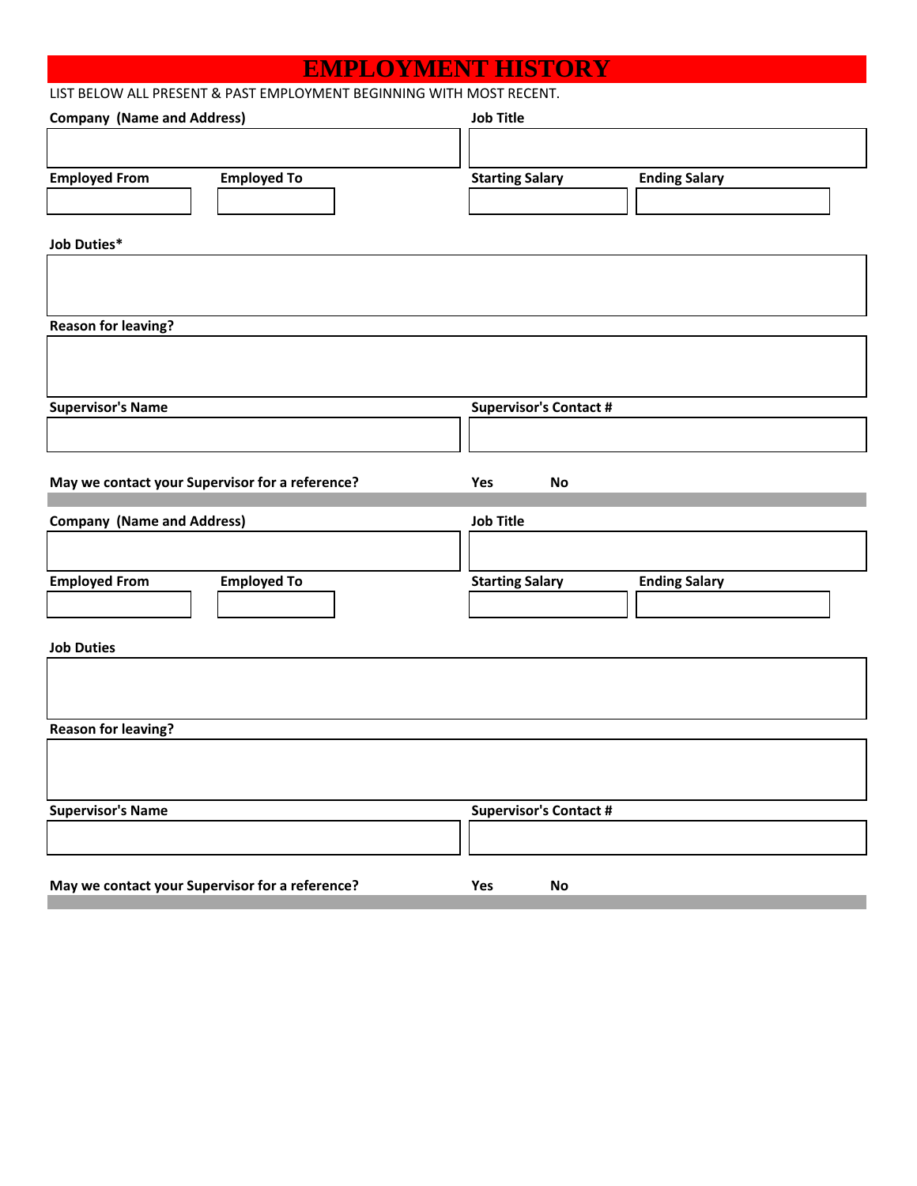# EMPLOYMENT HISTORY

LIST BELOW ALL PRESENT & PAST EMPLOYMENT BEGINNING WITH MOST RECENT.

| Company (Name and Address) | Job Title |
|---|---|
| | |

| Employed From | Employed To | Starting Salary | Ending Salary |
|---|---|---|---|
| | | | |

**Job Duties***

**Reason for leaving?**

| Supervisor's Name | Supervisor's Contact # |
|---|---|
| | |

**May we contact your Supervisor for a reference?** **Yes** **No**

---

| Company (Name and Address) | Job Title |
|---|---|
| | |

| Employed From | Employed To | Starting Salary | Ending Salary |
|---|---|---|---|
| | | | |

**Job Duties**

**Reason for leaving?**

| Supervisor's Name | Supervisor's Contact # |
|---|---|
| | |

**May we contact your Supervisor for a reference?** **Yes** **No**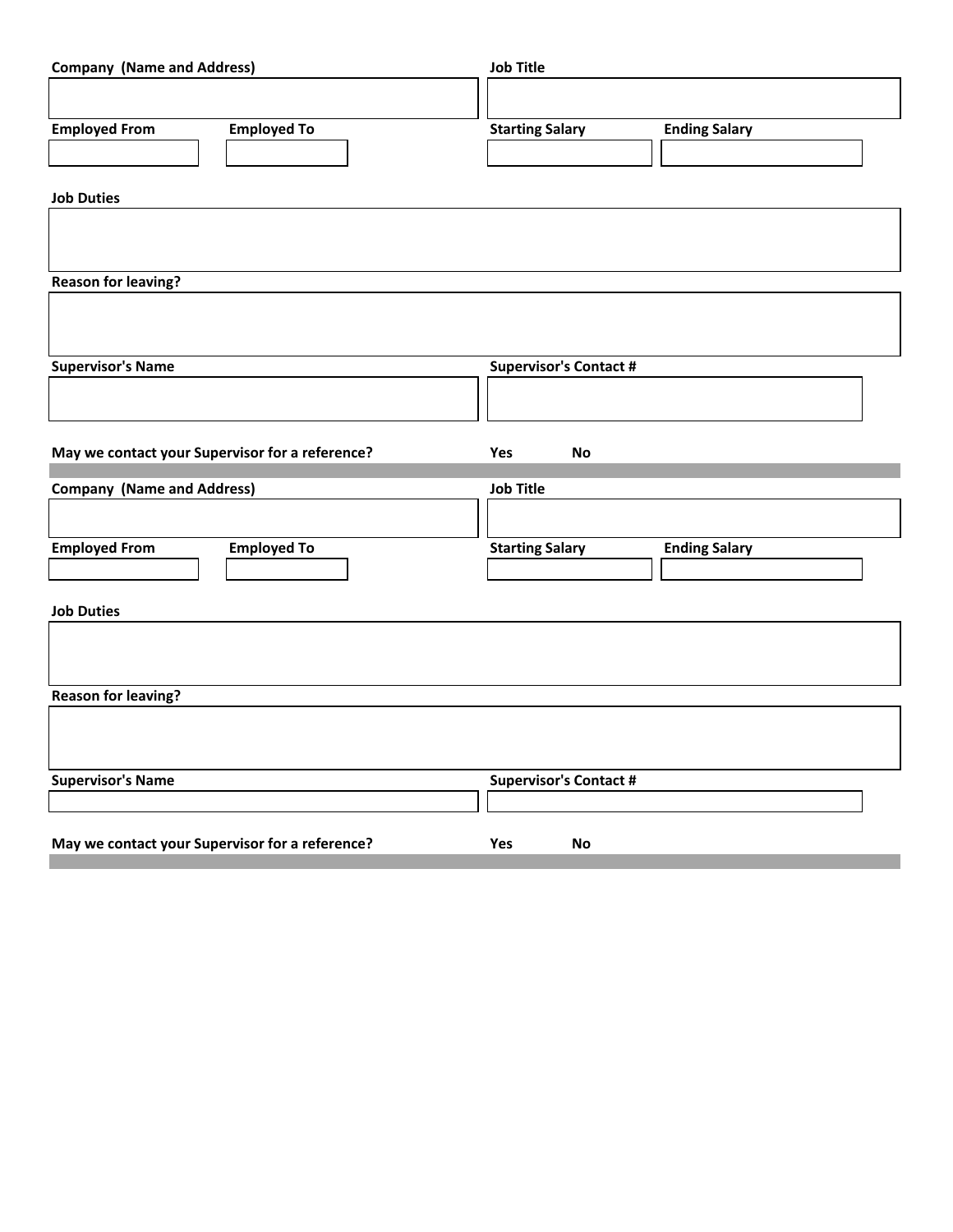**Company (Name and Address)** | **Job Title**

| | |
|---|---|
| | |

| Employed From | Employed To | Starting Salary | Ending Salary |
|---|---|---|---|
| | | | |

**Job Duties**

**Reason for leaving?**

| Supervisor's Name | Supervisor's Contact # |
|---|---|
| | |

**May we contact your Supervisor for a reference?** **Yes** **No**

---

**Company (Name and Address)** | **Job Title**

| | |
|---|---|
| | |

| Employed From | Employed To | Starting Salary | Ending Salary |
|---|---|---|---|
| | | | |

**Job Duties**

**Reason for leaving?**

| Supervisor's Name | Supervisor's Contact # |
|---|---|
| | |

**May we contact your Supervisor for a reference?** **Yes** **No**

---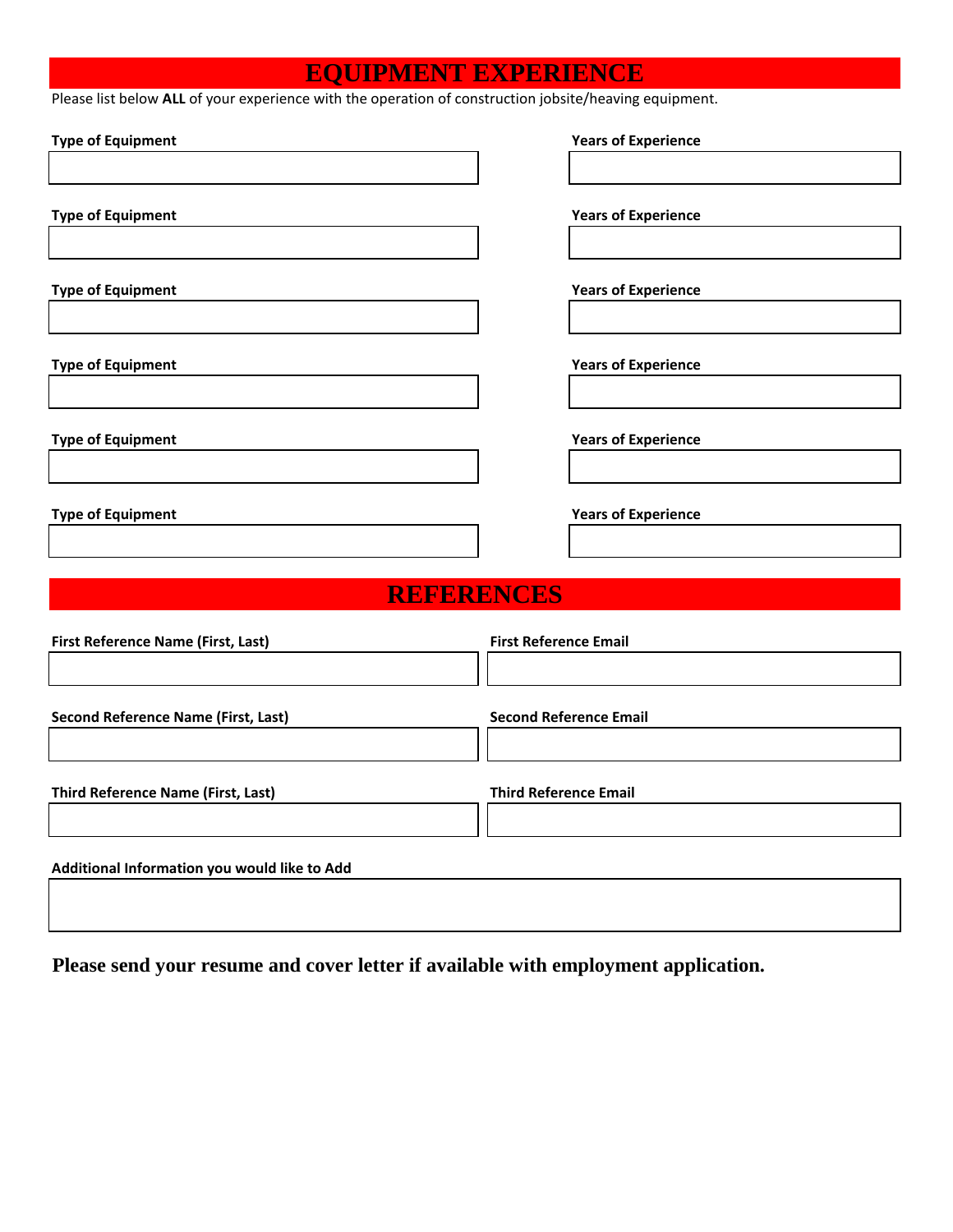# EQUIPMENT EXPERIENCE

Please list below **ALL** of your experience with the operation of construction jobsite/heaving equipment.

| Type of Equipment | Years of Experience |
| --- | --- |
| | |
| | |
| | |
| | |
| | |
| | |

# REFERENCES

| First Reference Name (First, Last) | First Reference Email |
| --- | --- |
| | |

| Second Reference Name (First, Last) | Second Reference Email |
| --- | --- |
| | |

| Third Reference Name (First, Last) | Third Reference Email |
| --- | --- |
| | |

**Additional Information you would like to Add**

**Please send your resume and cover letter if available with employment application.**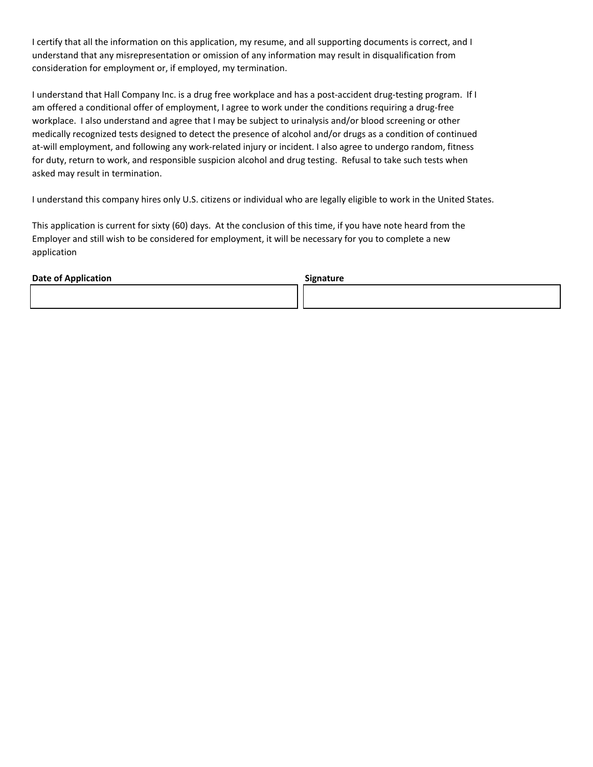I certify that all the information on this application, my resume, and all supporting documents is correct, and I understand that any misrepresentation or omission of any information may result in disqualification from consideration for employment or, if employed, my termination.

I understand that Hall Company Inc. is a drug free workplace and has a post-accident drug-testing program. If I am offered a conditional offer of employment, I agree to work under the conditions requiring a drug-free workplace. I also understand and agree that I may be subject to urinalysis and/or blood screening or other medically recognized tests designed to detect the presence of alcohol and/or drugs as a condition of continued at-will employment, and following any work-related injury or incident. I also agree to undergo random, fitness for duty, return to work, and responsible suspicion alcohol and drug testing. Refusal to take such tests when asked may result in termination.

I understand this company hires only U.S. citizens or individual who are legally eligible to work in the United States.

This application is current for sixty (60) days. At the conclusion of this time, if you have note heard from the Employer and still wish to be considered for employment, it will be necessary for you to complete a new application

| **Date of Application** | **Signature** |
|---|---|
| | |